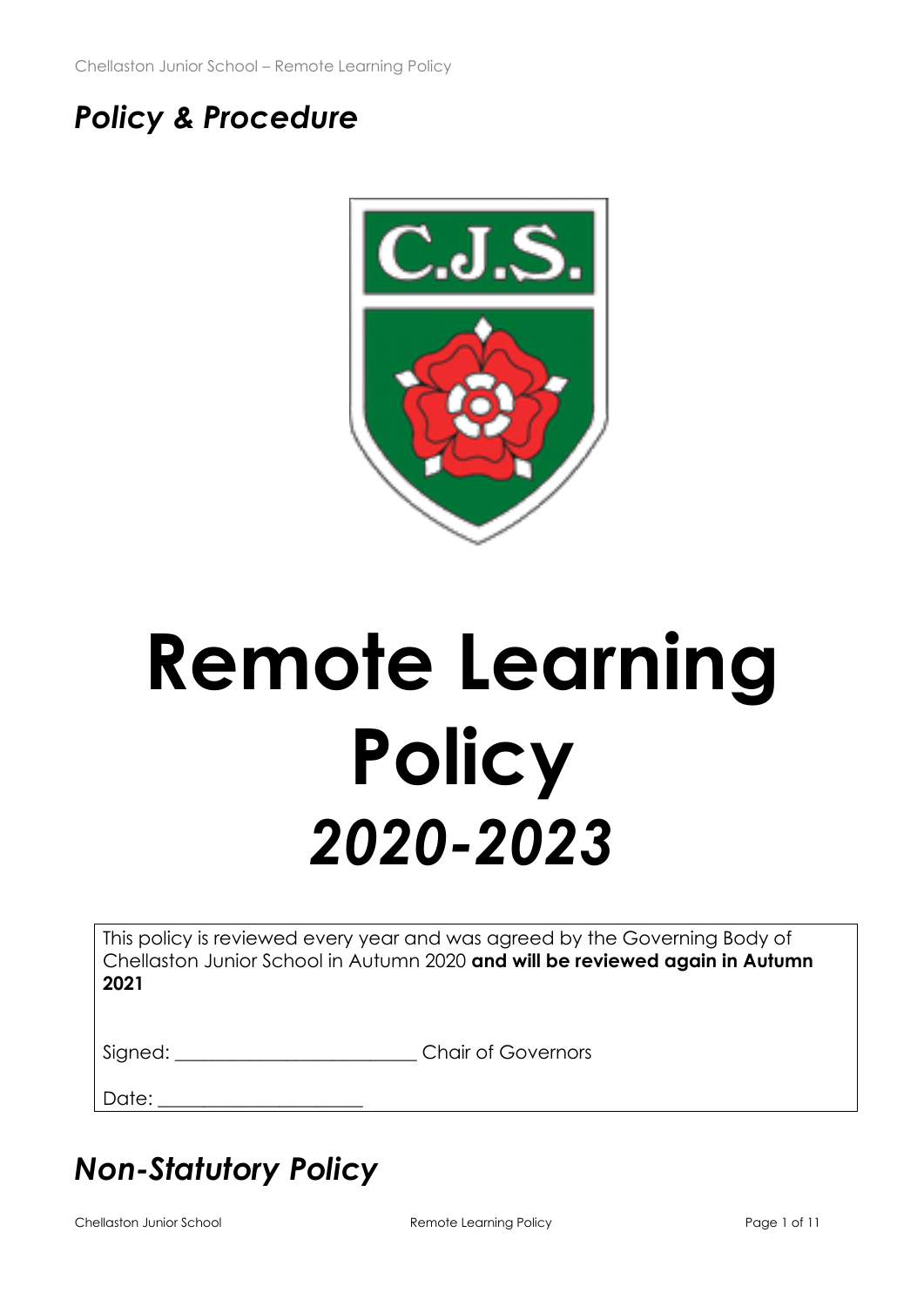## *Policy & Procedure*

# Remote Learning Policy

# *2020-2023*

| This policy is reviewed every year and was agreed by the Governing Body of Chellaston Junior School in Autumn 2020 **and will be reviewed again in Autumn 2021** |
|---|
| Signed: ________________________ Chair of Governors |
| Date: ____________________ |

## *Non-Statutory Policy*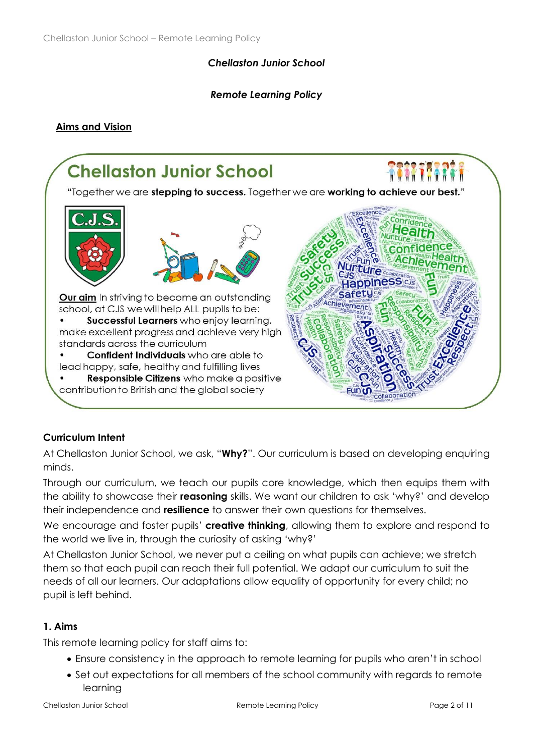*Chellaston Junior School*

***Remote Learning Policy***

## Aims and Vision

**Chellaston Junior School**

"Together we are **stepping to success.** Together we are **working to achieve our best.**"

**Our aim** In striving to become an outstanding school, at CJS we will help ALL pupils to be:

- **Successful Learners** who enjoy learning, make excellent progress and achieve very high standards across the curriculum
- **Confident Individuals** who are able to lead happy, safe, healthy and fulfilling lives
- **Responsible Citizens** who make a positive contribution to British and the global society

### Curriculum Intent

At Chellaston Junior School, we ask, "**Why?**". Our curriculum is based on developing enquiring minds.

Through our curriculum, we teach our pupils core knowledge, which then equips them with the ability to showcase their **reasoning** skills. We want our children to ask 'why?' and develop their independence and **resilience** to answer their own questions for themselves.

We encourage and foster pupils' **creative thinking**, allowing them to explore and respond to the world we live in, through the curiosity of asking 'why?'

At Chellaston Junior School, we never put a ceiling on what pupils can achieve; we stretch them so that each pupil can reach their full potential. We adapt our curriculum to suit the needs of all our learners. Our adaptations allow equality of opportunity for every child; no pupil is left behind.

### 1. Aims

This remote learning policy for staff aims to:

- Ensure consistency in the approach to remote learning for pupils who aren't in school
- Set out expectations for all members of the school community with regards to remote learning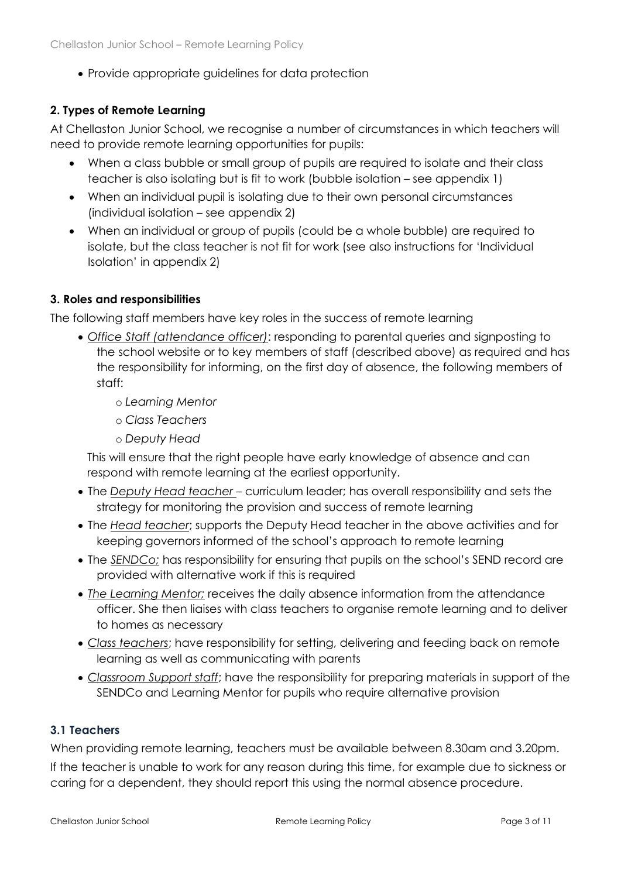- Provide appropriate guidelines for data protection

### 2. Types of Remote Learning

At Chellaston Junior School, we recognise a number of circumstances in which teachers will need to provide remote learning opportunities for pupils:

- When a class bubble or small group of pupils are required to isolate and their class teacher is also isolating but is fit to work (bubble isolation – see appendix 1)
- When an individual pupil is isolating due to their own personal circumstances (individual isolation – see appendix 2)
- When an individual or group of pupils (could be a whole bubble) are required to isolate, but the class teacher is not fit for work (see also instructions for 'Individual Isolation' in appendix 2)

### 3. Roles and responsibilities

The following staff members have key roles in the success of remote learning

- *Office Staff (attendance officer)*: responding to parental queries and signposting to the school website or to key members of staff (described above) as required and has the responsibility for informing, on the first day of absence, the following members of staff:
  - *Learning Mentor*
  - *Class Teachers*
  - *Deputy Head*

  This will ensure that the right people have early knowledge of absence and can respond with remote learning at the earliest opportunity.
- The *Deputy Head teacher* – curriculum leader; has overall responsibility and sets the strategy for monitoring the provision and success of remote learning
- The *Head teacher*; supports the Deputy Head teacher in the above activities and for keeping governors informed of the school's approach to remote learning
- The *SENDCo;* has responsibility for ensuring that pupils on the school's SEND record are provided with alternative work if this is required
- *The Learning Mentor;* receives the daily absence information from the attendance officer. She then liaises with class teachers to organise remote learning and to deliver to homes as necessary
- *Class teachers*; have responsibility for setting, delivering and feeding back on remote learning as well as communicating with parents
- *Classroom Support staff*; have the responsibility for preparing materials in support of the SENDCo and Learning Mentor for pupils who require alternative provision

### 3.1 Teachers

When providing remote learning, teachers must be available between 8.30am and 3.20pm.

If the teacher is unable to work for any reason during this time, for example due to sickness or caring for a dependent, they should report this using the normal absence procedure.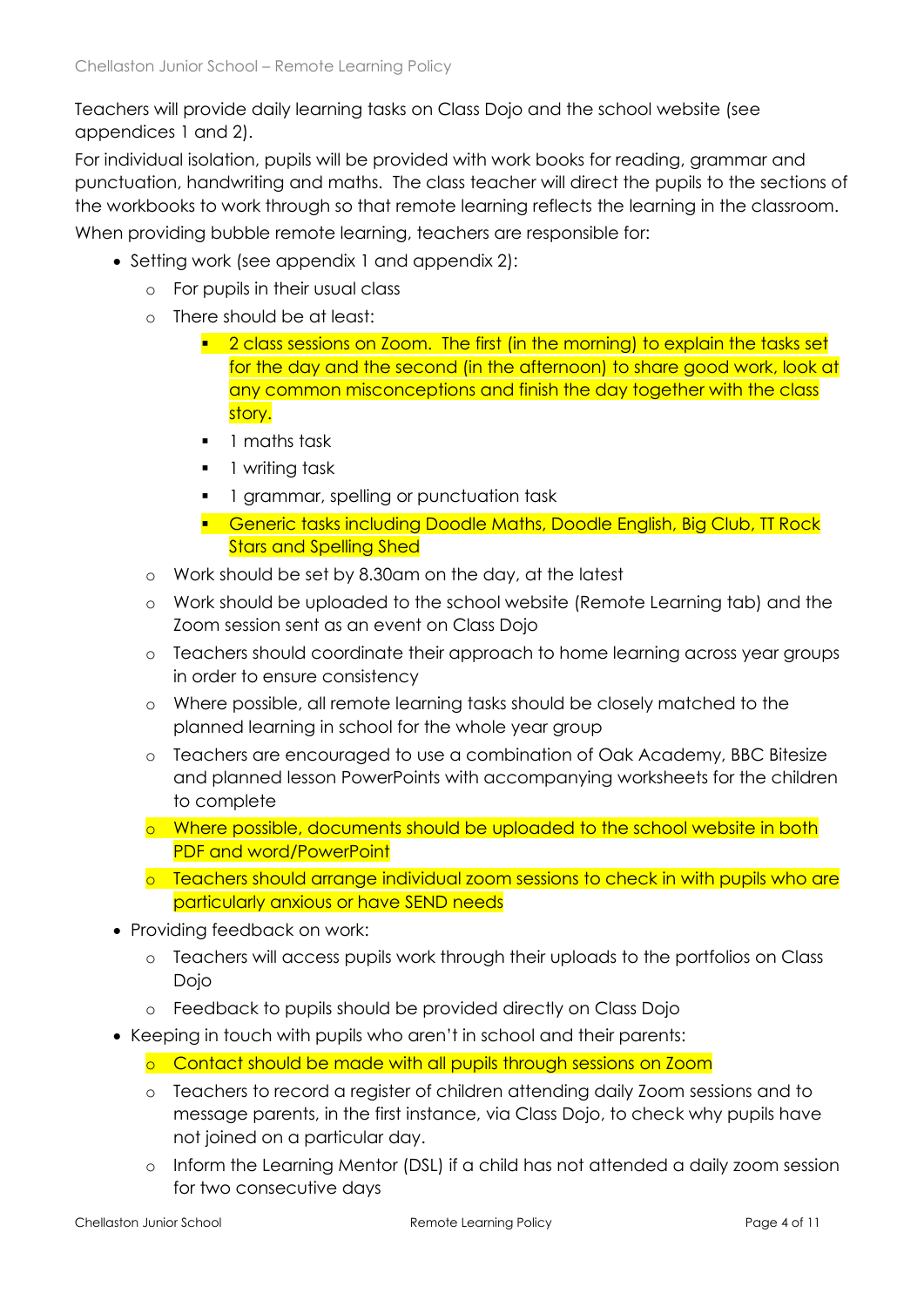Teachers will provide daily learning tasks on Class Dojo and the school website (see appendices 1 and 2).

For individual isolation, pupils will be provided with work books for reading, grammar and punctuation, handwriting and maths. The class teacher will direct the pupils to the sections of the workbooks to work through so that remote learning reflects the learning in the classroom.

When providing bubble remote learning, teachers are responsible for:

- Setting work (see appendix 1 and appendix 2):
    - For pupils in their usual class
    - There should be at least:
        - 2 class sessions on Zoom. The first (in the morning) to explain the tasks set for the day and the second (in the afternoon) to share good work, look at any common misconceptions and finish the day together with the class story.
        - 1 maths task
        - 1 writing task
        - 1 grammar, spelling or punctuation task
        - Generic tasks including Doodle Maths, Doodle English, Big Club, TT Rock Stars and Spelling Shed
    - Work should be set by 8.30am on the day, at the latest
    - Work should be uploaded to the school website (Remote Learning tab) and the Zoom session sent as an event on Class Dojo
    - Teachers should coordinate their approach to home learning across year groups in order to ensure consistency
    - Where possible, all remote learning tasks should be closely matched to the planned learning in school for the whole year group
    - Teachers are encouraged to use a combination of Oak Academy, BBC Bitesize and planned lesson PowerPoints with accompanying worksheets for the children to complete
    - Where possible, documents should be uploaded to the school website in both PDF and word/PowerPoint
    - Teachers should arrange individual zoom sessions to check in with pupils who are particularly anxious or have SEND needs
- Providing feedback on work:
    - Teachers will access pupils work through their uploads to the portfolios on Class Dojo
    - Feedback to pupils should be provided directly on Class Dojo
- Keeping in touch with pupils who aren't in school and their parents:
    - Contact should be made with all pupils through sessions on Zoom
    - Teachers to record a register of children attending daily Zoom sessions and to message parents, in the first instance, via Class Dojo, to check why pupils have not joined on a particular day.
    - Inform the Learning Mentor (DSL) if a child has not attended a daily zoom session for two consecutive days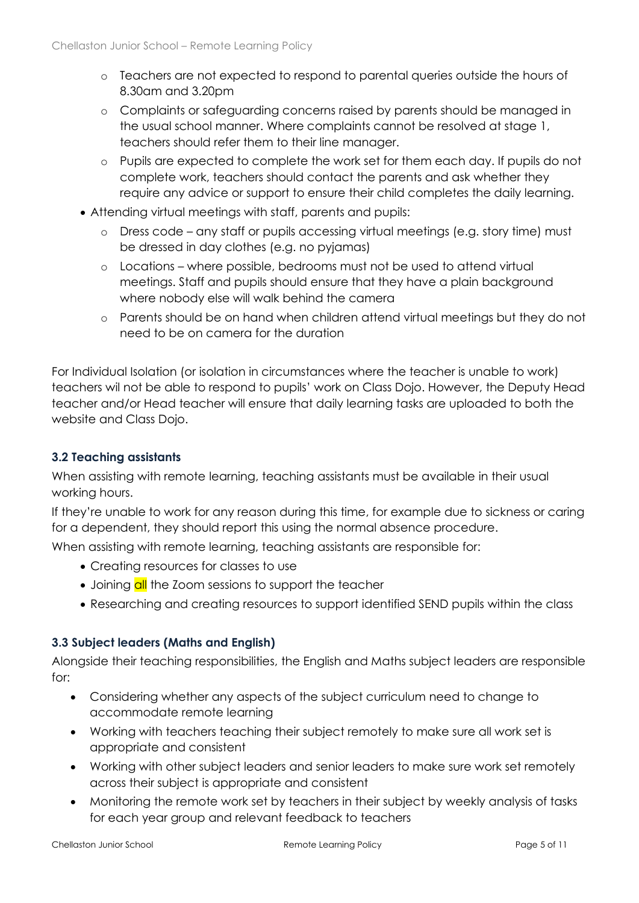- Teachers are not expected to respond to parental queries outside the hours of 8.30am and 3.20pm
  - Complaints or safeguarding concerns raised by parents should be managed in the usual school manner. Where complaints cannot be resolved at stage 1, teachers should refer them to their line manager.
  - Pupils are expected to complete the work set for them each day. If pupils do not complete work, teachers should contact the parents and ask whether they require any advice or support to ensure their child completes the daily learning.
- Attending virtual meetings with staff, parents and pupils:
  - Dress code – any staff or pupils accessing virtual meetings (e.g. story time) must be dressed in day clothes (e.g. no pyjamas)
  - Locations – where possible, bedrooms must not be used to attend virtual meetings. Staff and pupils should ensure that they have a plain background where nobody else will walk behind the camera
  - Parents should be on hand when children attend virtual meetings but they do not need to be on camera for the duration

For Individual Isolation (or isolation in circumstances where the teacher is unable to work) teachers wil not be able to respond to pupils' work on Class Dojo. However, the Deputy Head teacher and/or Head teacher will ensure that daily learning tasks are uploaded to both the website and Class Dojo.

### 3.2 Teaching assistants

When assisting with remote learning, teaching assistants must be available in their usual working hours.

If they're unable to work for any reason during this time, for example due to sickness or caring for a dependent, they should report this using the normal absence procedure.

When assisting with remote learning, teaching assistants are responsible for:

- Creating resources for classes to use
- Joining all the Zoom sessions to support the teacher
- Researching and creating resources to support identified SEND pupils within the class

### 3.3 Subject leaders (Maths and English)

Alongside their teaching responsibilities, the English and Maths subject leaders are responsible for:

- Considering whether any aspects of the subject curriculum need to change to accommodate remote learning
- Working with teachers teaching their subject remotely to make sure all work set is appropriate and consistent
- Working with other subject leaders and senior leaders to make sure work set remotely across their subject is appropriate and consistent
- Monitoring the remote work set by teachers in their subject by weekly analysis of tasks for each year group and relevant feedback to teachers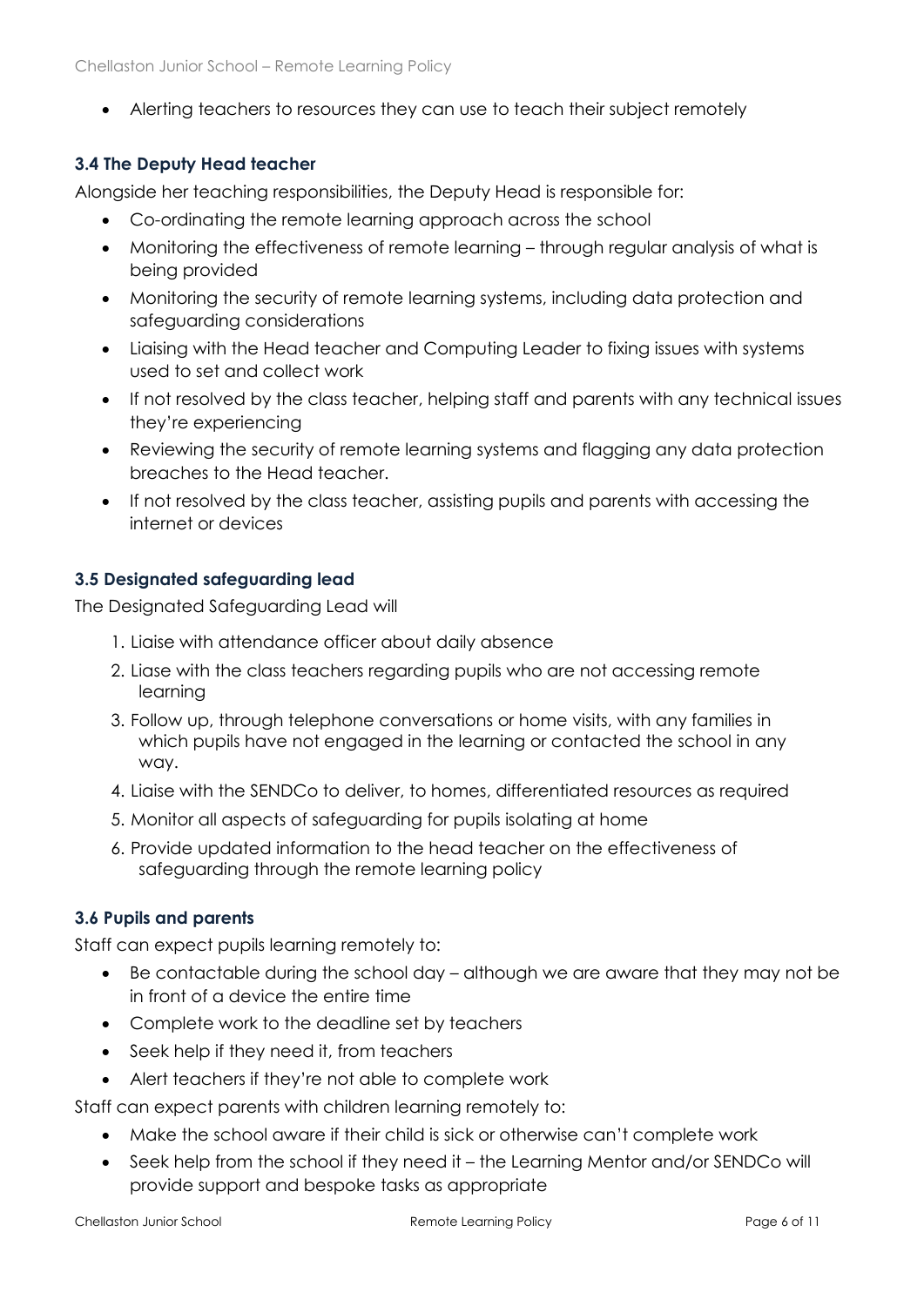- Alerting teachers to resources they can use to teach their subject remotely

### 3.4 The Deputy Head teacher

Alongside her teaching responsibilities, the Deputy Head is responsible for:

- Co-ordinating the remote learning approach across the school
- Monitoring the effectiveness of remote learning – through regular analysis of what is being provided
- Monitoring the security of remote learning systems, including data protection and safeguarding considerations
- Liaising with the Head teacher and Computing Leader to fixing issues with systems used to set and collect work
- If not resolved by the class teacher, helping staff and parents with any technical issues they're experiencing
- Reviewing the security of remote learning systems and flagging any data protection breaches to the Head teacher.
- If not resolved by the class teacher, assisting pupils and parents with accessing the internet or devices

### 3.5 Designated safeguarding lead

The Designated Safeguarding Lead will

1. Liaise with attendance officer about daily absence
2. Liase with the class teachers regarding pupils who are not accessing remote learning
3. Follow up, through telephone conversations or home visits, with any families in which pupils have not engaged in the learning or contacted the school in any way.
4. Liaise with the SENDCo to deliver, to homes, differentiated resources as required
5. Monitor all aspects of safeguarding for pupils isolating at home
6. Provide updated information to the head teacher on the effectiveness of safeguarding through the remote learning policy

### 3.6 Pupils and parents

Staff can expect pupils learning remotely to:

- Be contactable during the school day – although we are aware that they may not be in front of a device the entire time
- Complete work to the deadline set by teachers
- Seek help if they need it, from teachers
- Alert teachers if they're not able to complete work

Staff can expect parents with children learning remotely to:

- Make the school aware if their child is sick or otherwise can't complete work
- Seek help from the school if they need it – the Learning Mentor and/or SENDCo will provide support and bespoke tasks as appropriate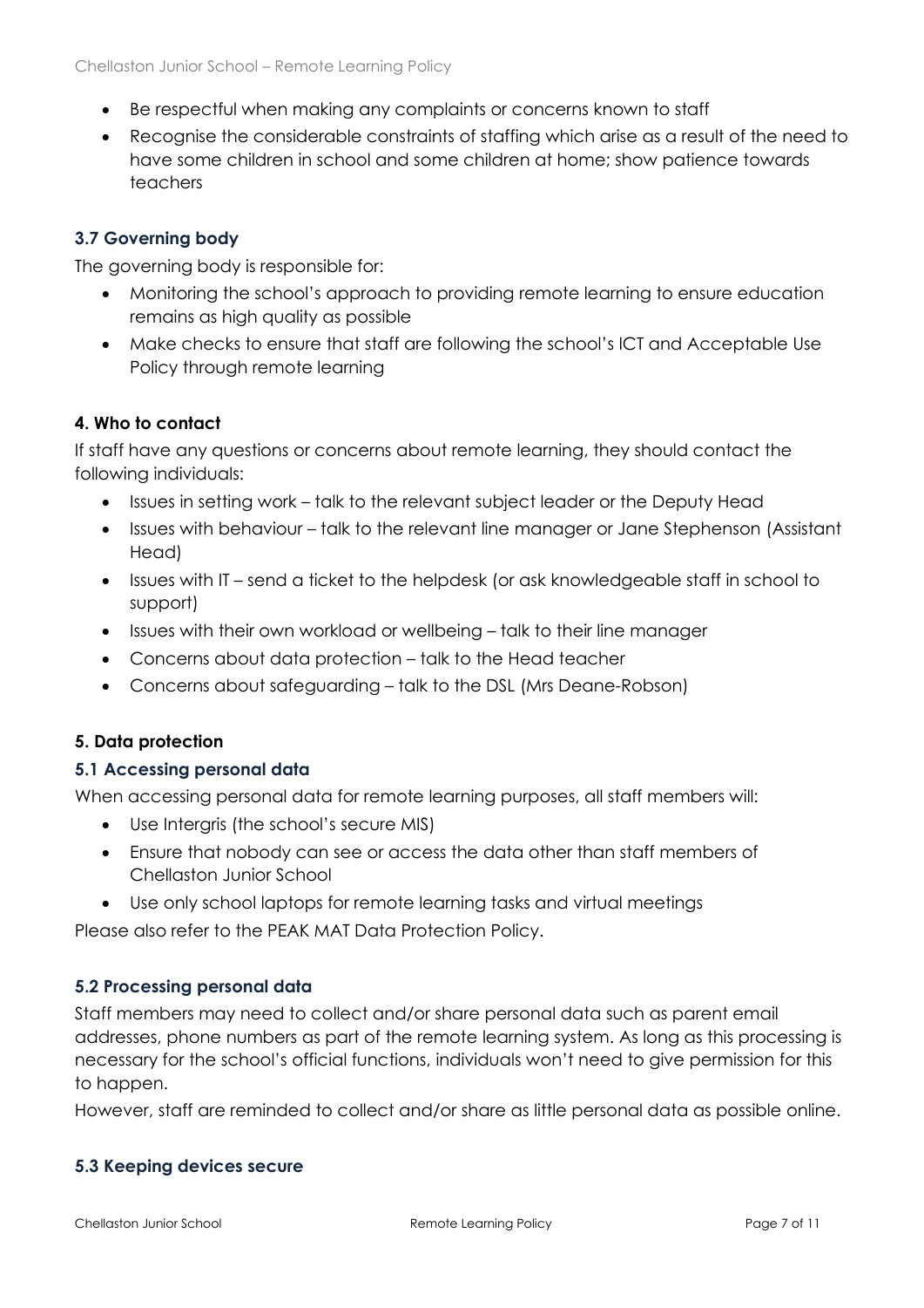- Be respectful when making any complaints or concerns known to staff
- Recognise the considerable constraints of staffing which arise as a result of the need to have some children in school and some children at home; show patience towards teachers

### 3.7 Governing body

The governing body is responsible for:

- Monitoring the school's approach to providing remote learning to ensure education remains as high quality as possible
- Make checks to ensure that staff are following the school's ICT and Acceptable Use Policy through remote learning

## 4. Who to contact

If staff have any questions or concerns about remote learning, they should contact the following individuals:

- Issues in setting work – talk to the relevant subject leader or the Deputy Head
- Issues with behaviour – talk to the relevant line manager or Jane Stephenson (Assistant Head)
- Issues with IT – send a ticket to the helpdesk (or ask knowledgeable staff in school to support)
- Issues with their own workload or wellbeing – talk to their line manager
- Concerns about data protection – talk to the Head teacher
- Concerns about safeguarding – talk to the DSL (Mrs Deane-Robson)

## 5. Data protection

### 5.1 Accessing personal data

When accessing personal data for remote learning purposes, all staff members will:

- Use Intergris (the school's secure MIS)
- Ensure that nobody can see or access the data other than staff members of Chellaston Junior School
- Use only school laptops for remote learning tasks and virtual meetings

Please also refer to the PEAK MAT Data Protection Policy.

### 5.2 Processing personal data

Staff members may need to collect and/or share personal data such as parent email addresses, phone numbers as part of the remote learning system. As long as this processing is necessary for the school's official functions, individuals won't need to give permission for this to happen.

However, staff are reminded to collect and/or share as little personal data as possible online.

### 5.3 Keeping devices secure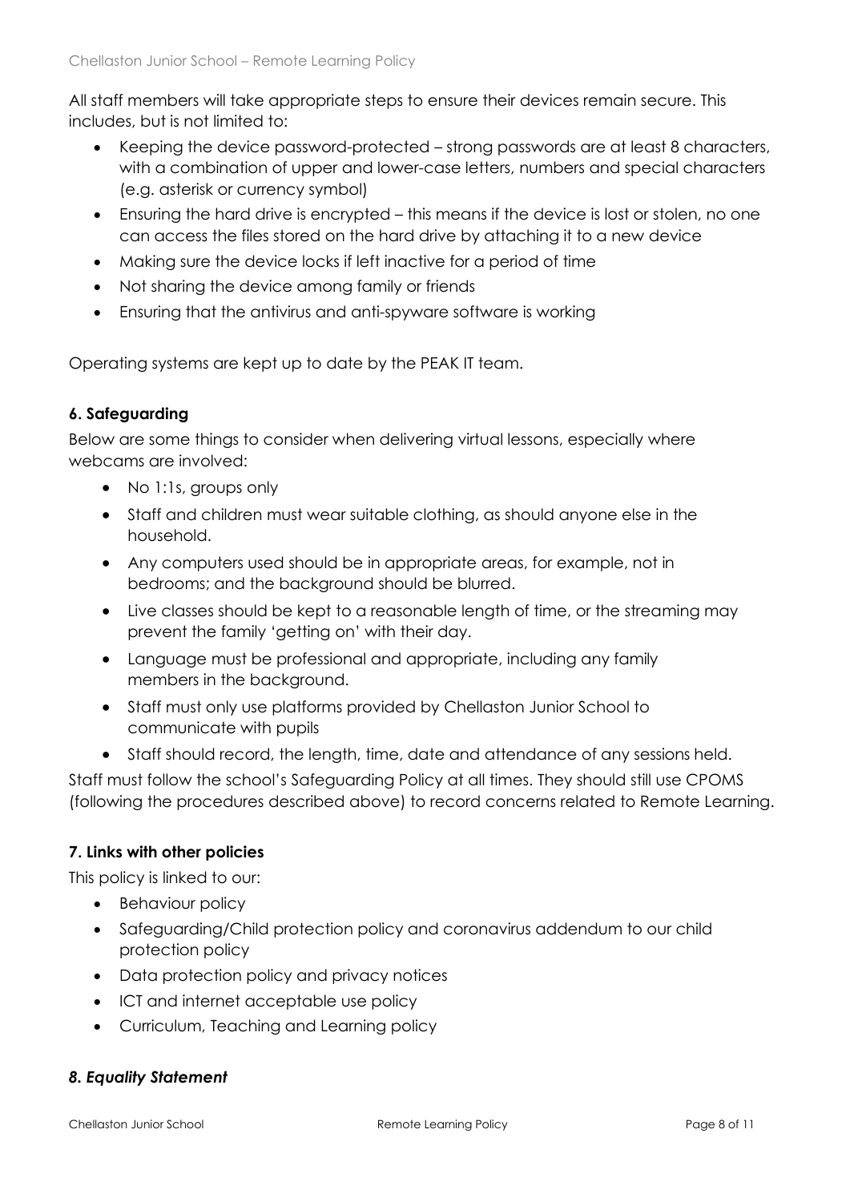All staff members will take appropriate steps to ensure their devices remain secure. This includes, but is not limited to:

- Keeping the device password-protected – strong passwords are at least 8 characters, with a combination of upper and lower-case letters, numbers and special characters (e.g. asterisk or currency symbol)
- Ensuring the hard drive is encrypted – this means if the device is lost or stolen, no one can access the files stored on the hard drive by attaching it to a new device
- Making sure the device locks if left inactive for a period of time
- Not sharing the device among family or friends
- Ensuring that the antivirus and anti-spyware software is working

Operating systems are kept up to date by the PEAK IT team.

### 6. Safeguarding

Below are some things to consider when delivering virtual lessons, especially where webcams are involved:

- No 1:1s, groups only
- Staff and children must wear suitable clothing, as should anyone else in the household.
- Any computers used should be in appropriate areas, for example, not in bedrooms; and the background should be blurred.
- Live classes should be kept to a reasonable length of time, or the streaming may prevent the family 'getting on' with their day.
- Language must be professional and appropriate, including any family members in the background.
- Staff must only use platforms provided by Chellaston Junior School to communicate with pupils
- Staff should record, the length, time, date and attendance of any sessions held.

Staff must follow the school's Safeguarding Policy at all times. They should still use CPOMS (following the procedures described above) to record concerns related to Remote Learning.

### 7. Links with other policies

This policy is linked to our:

- Behaviour policy
- Safeguarding/Child protection policy and coronavirus addendum to our child protection policy
- Data protection policy and privacy notices
- ICT and internet acceptable use policy
- Curriculum, Teaching and Learning policy

### *8. Equality Statement*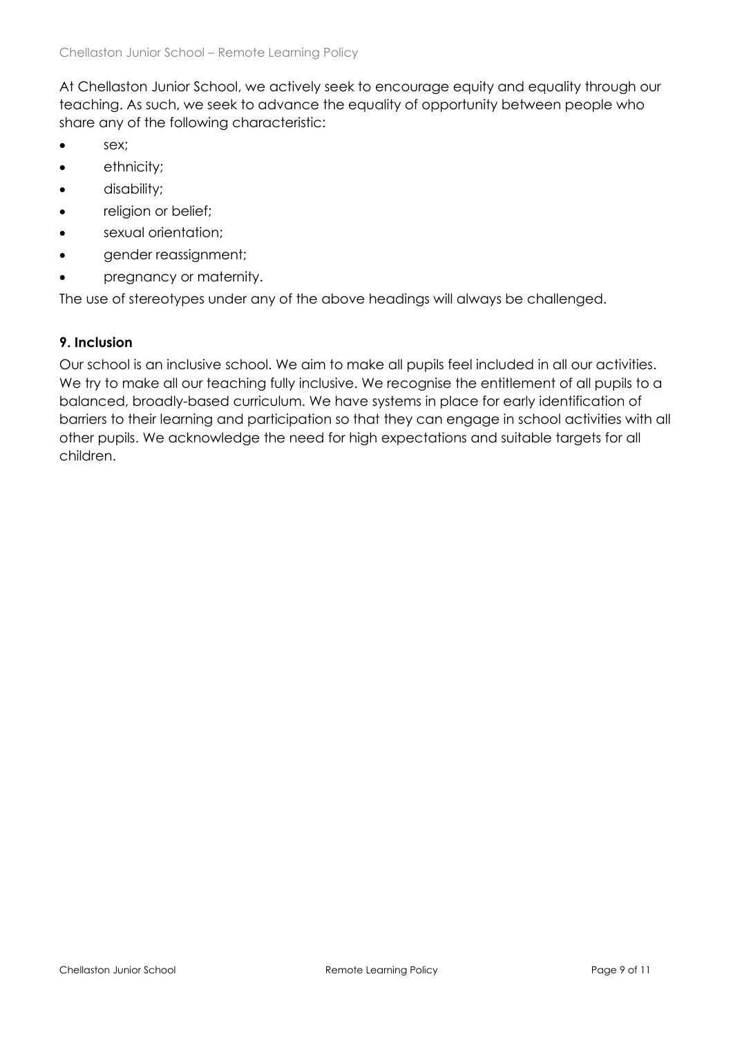At Chellaston Junior School, we actively seek to encourage equity and equality through our teaching. As such, we seek to advance the equality of opportunity between people who share any of the following characteristic:

- sex;
- ethnicity;
- disability;
- religion or belief;
- sexual orientation;
- gender reassignment;
- pregnancy or maternity.

The use of stereotypes under any of the above headings will always be challenged.

**9. Inclusion**

Our school is an inclusive school. We aim to make all pupils feel included in all our activities. We try to make all our teaching fully inclusive. We recognise the entitlement of all pupils to a balanced, broadly-based curriculum. We have systems in place for early identification of barriers to their learning and participation so that they can engage in school activities with all other pupils. We acknowledge the need for high expectations and suitable targets for all children.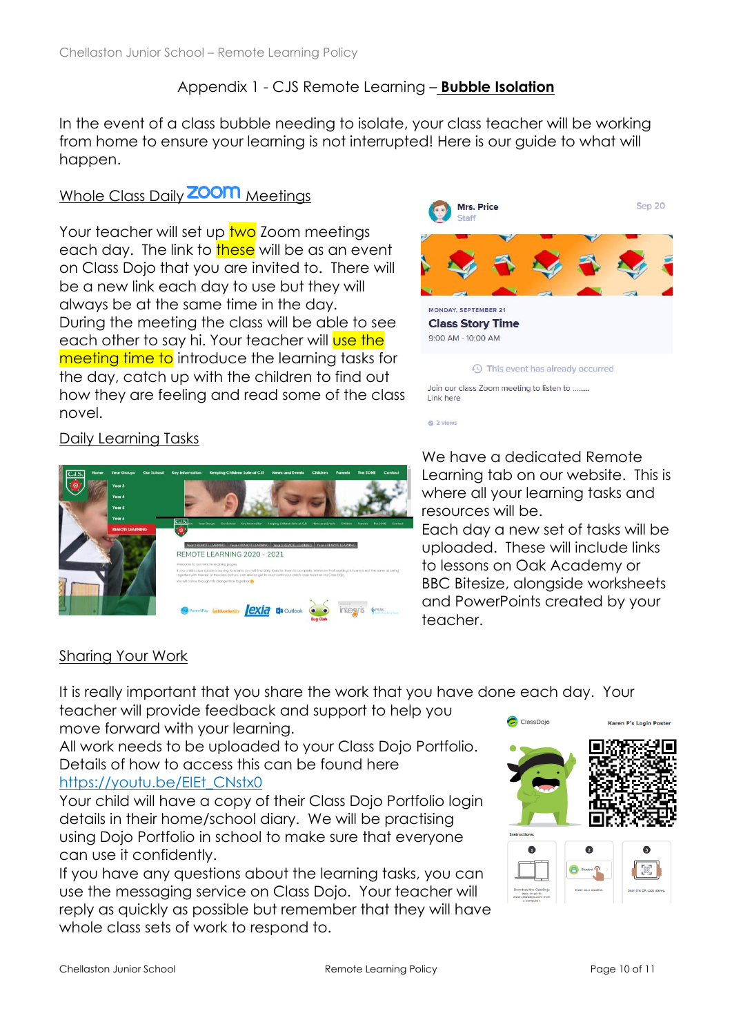Appendix 1 - CJS Remote Learning – **Bubble Isolation**

In the event of a class bubble needing to isolate, your class teacher will be working from home to ensure your learning is not interrupted! Here is our guide to what will happen.

## Whole Class Daily Zoom Meetings

Your teacher will set up two Zoom meetings each day. The link to these will be as an event on Class Dojo that you are invited to. There will be a new link each day to use but they will always be at the same time in the day.
During the meeting the class will be able to see each other to say hi. Your teacher will use the meeting time to introduce the learning tasks for the day, catch up with the children to find out how they are feeling and read some of the class novel.

## Daily Learning Tasks

We have a dedicated Remote Learning tab on our website. This is where all your learning tasks and resources will be.
Each day a new set of tasks will be uploaded. These will include links to lessons on Oak Academy or BBC Bitesize, alongside worksheets and PowerPoints created by your teacher.

## Sharing Your Work

It is really important that you share the work that you have done each day. Your teacher will provide feedback and support to help you move forward with your learning.
All work needs to be uploaded to your Class Dojo Portfolio. Details of how to access this can be found here https://youtu.be/EIEt_CNstx0
Your child will have a copy of their Class Dojo Portfolio login details in their home/school diary. We will be practising using Dojo Portfolio in school to make sure that everyone can use it confidently.
If you have any questions about the learning tasks, you can use the messaging service on Class Dojo. Your teacher will reply as quickly as possible but remember that they will have whole class sets of work to respond to.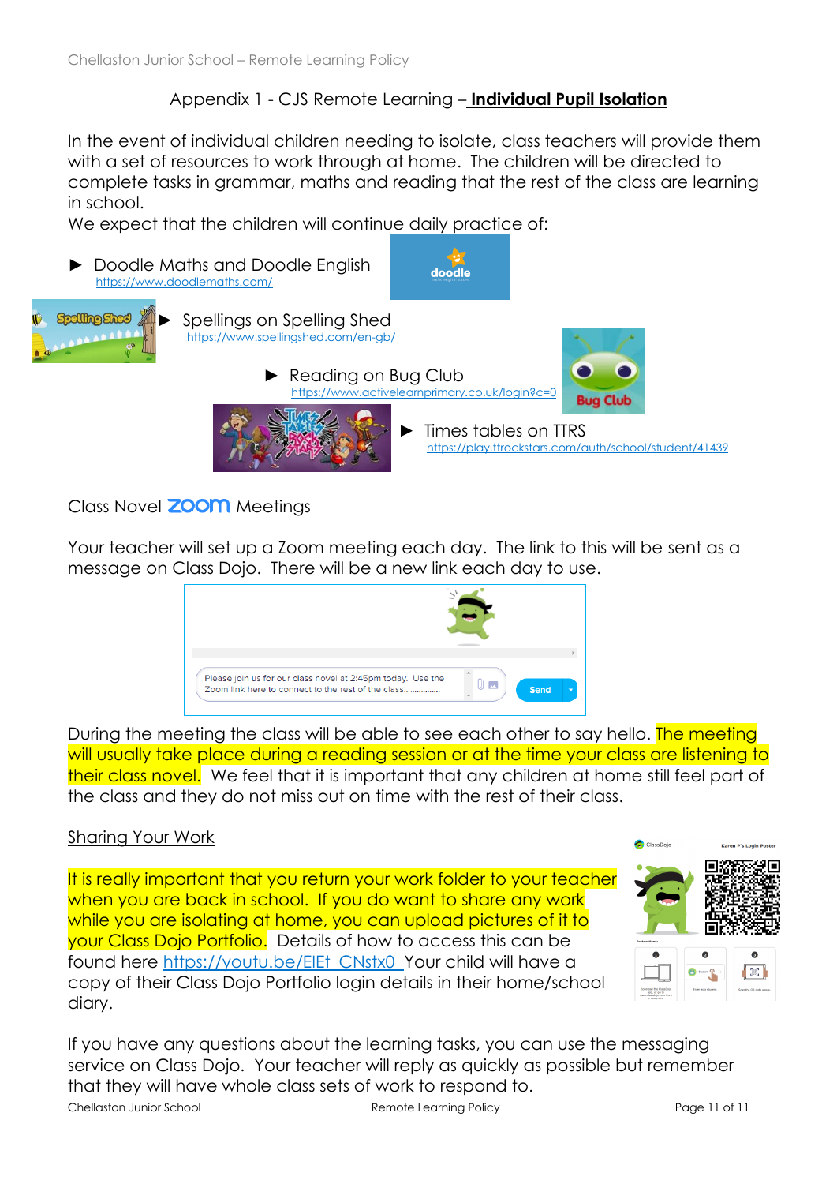Appendix 1 - CJS Remote Learning – **Individual Pupil Isolation**

In the event of individual children needing to isolate, class teachers will provide them with a set of resources to work through at home. The children will be directed to complete tasks in grammar, maths and reading that the rest of the class are learning in school.
We expect that the children will continue daily practice of:

- Doodle Maths and Doodle English
  https://www.doodlemaths.com/
- Spellings on Spelling Shed
  https://www.spellingshed.com/en-gb/
- Reading on Bug Club
  https://www.activelearnprimary.co.uk/login?c=0
- Times tables on TTRS
  https://play.ttrockstars.com/auth/school/student/41439

## Class Novel Zoom Meetings

Your teacher will set up a Zoom meeting each day. The link to this will be sent as a message on Class Dojo. There will be a new link each day to use.

During the meeting the class will be able to see each other to say hello. The meeting will usually take place during a reading session or at the time your class are listening to their class novel. We feel that it is important that any children at home still feel part of the class and they do not miss out on time with the rest of their class.

## Sharing Your Work

It is really important that you return your work folder to your teacher when you are back in school. If you do want to share any work while you are isolating at home, you can upload pictures of it to your Class Dojo Portfolio. Details of how to access this can be found here https://youtu.be/ElEt_CNstx0 Your child will have a copy of their Class Dojo Portfolio login details in their home/school diary.

If you have any questions about the learning tasks, you can use the messaging service on Class Dojo. Your teacher will reply as quickly as possible but remember that they will have whole class sets of work to respond to.